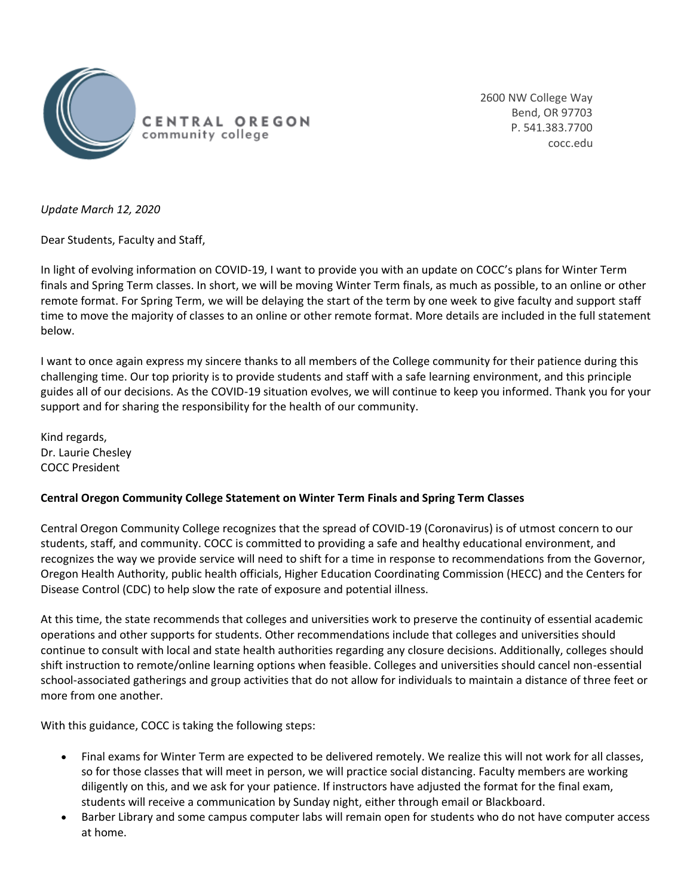CENTRAL OREGON
community college

2600 NW College Way
Bend, OR 97703
P. 541.383.7700
cocc.edu

*Update March 12, 2020*

Dear Students, Faculty and Staff,

In light of evolving information on COVID-19, I want to provide you with an update on COCC's plans for Winter Term finals and Spring Term classes. In short, we will be moving Winter Term finals, as much as possible, to an online or other remote format. For Spring Term, we will be delaying the start of the term by one week to give faculty and support staff time to move the majority of classes to an online or other remote format. More details are included in the full statement below.

I want to once again express my sincere thanks to all members of the College community for their patience during this challenging time. Our top priority is to provide students and staff with a safe learning environment, and this principle guides all of our decisions. As the COVID-19 situation evolves, we will continue to keep you informed. Thank you for your support and for sharing the responsibility for the health of our community.

Kind regards,
Dr. Laurie Chesley
COCC President

**Central Oregon Community College Statement on Winter Term Finals and Spring Term Classes**

Central Oregon Community College recognizes that the spread of COVID-19 (Coronavirus) is of utmost concern to our students, staff, and community. COCC is committed to providing a safe and healthy educational environment, and recognizes the way we provide service will need to shift for a time in response to recommendations from the Governor, Oregon Health Authority, public health officials, Higher Education Coordinating Commission (HECC) and the Centers for Disease Control (CDC) to help slow the rate of exposure and potential illness.

At this time, the state recommends that colleges and universities work to preserve the continuity of essential academic operations and other supports for students. Other recommendations include that colleges and universities should continue to consult with local and state health authorities regarding any closure decisions. Additionally, colleges should shift instruction to remote/online learning options when feasible. Colleges and universities should cancel non-essential school-associated gatherings and group activities that do not allow for individuals to maintain a distance of three feet or more from one another.

With this guidance, COCC is taking the following steps:

- Final exams for Winter Term are expected to be delivered remotely. We realize this will not work for all classes, so for those classes that will meet in person, we will practice social distancing. Faculty members are working diligently on this, and we ask for your patience. If instructors have adjusted the format for the final exam, students will receive a communication by Sunday night, either through email or Blackboard.
- Barber Library and some campus computer labs will remain open for students who do not have computer access at home.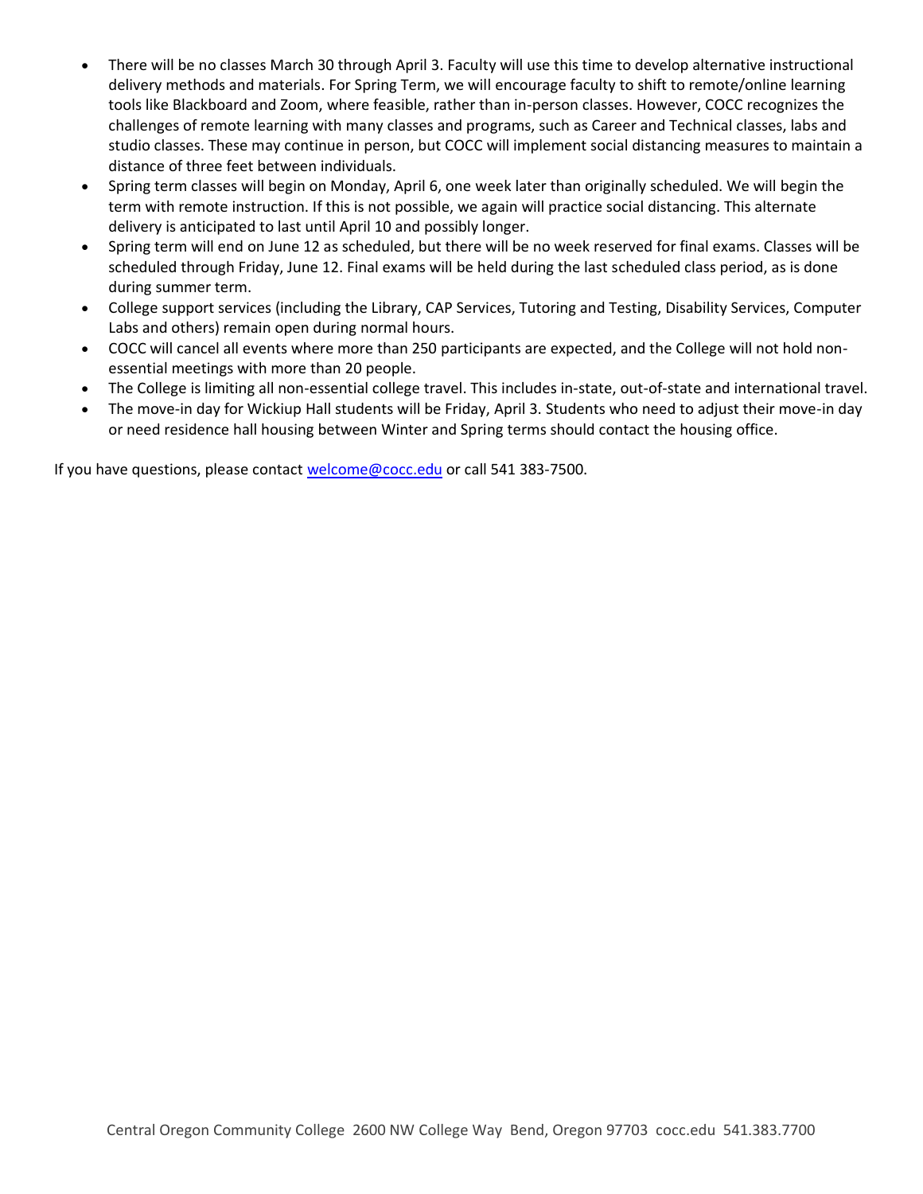- There will be no classes March 30 through April 3. Faculty will use this time to develop alternative instructional delivery methods and materials. For Spring Term, we will encourage faculty to shift to remote/online learning tools like Blackboard and Zoom, where feasible, rather than in-person classes. However, COCC recognizes the challenges of remote learning with many classes and programs, such as Career and Technical classes, labs and studio classes. These may continue in person, but COCC will implement social distancing measures to maintain a distance of three feet between individuals.
- Spring term classes will begin on Monday, April 6, one week later than originally scheduled. We will begin the term with remote instruction. If this is not possible, we again will practice social distancing. This alternate delivery is anticipated to last until April 10 and possibly longer.
- Spring term will end on June 12 as scheduled, but there will be no week reserved for final exams. Classes will be scheduled through Friday, June 12. Final exams will be held during the last scheduled class period, as is done during summer term.
- College support services (including the Library, CAP Services, Tutoring and Testing, Disability Services, Computer Labs and others) remain open during normal hours.
- COCC will cancel all events where more than 250 participants are expected, and the College will not hold non-essential meetings with more than 20 people.
- The College is limiting all non-essential college travel. This includes in-state, out-of-state and international travel.
- The move-in day for Wickiup Hall students will be Friday, April 3. Students who need to adjust their move-in day or need residence hall housing between Winter and Spring terms should contact the housing office.

If you have questions, please contact welcome@cocc.edu or call 541 383-7500.

Central Oregon Community College 2600 NW College Way Bend, Oregon 97703 cocc.edu 541.383.7700